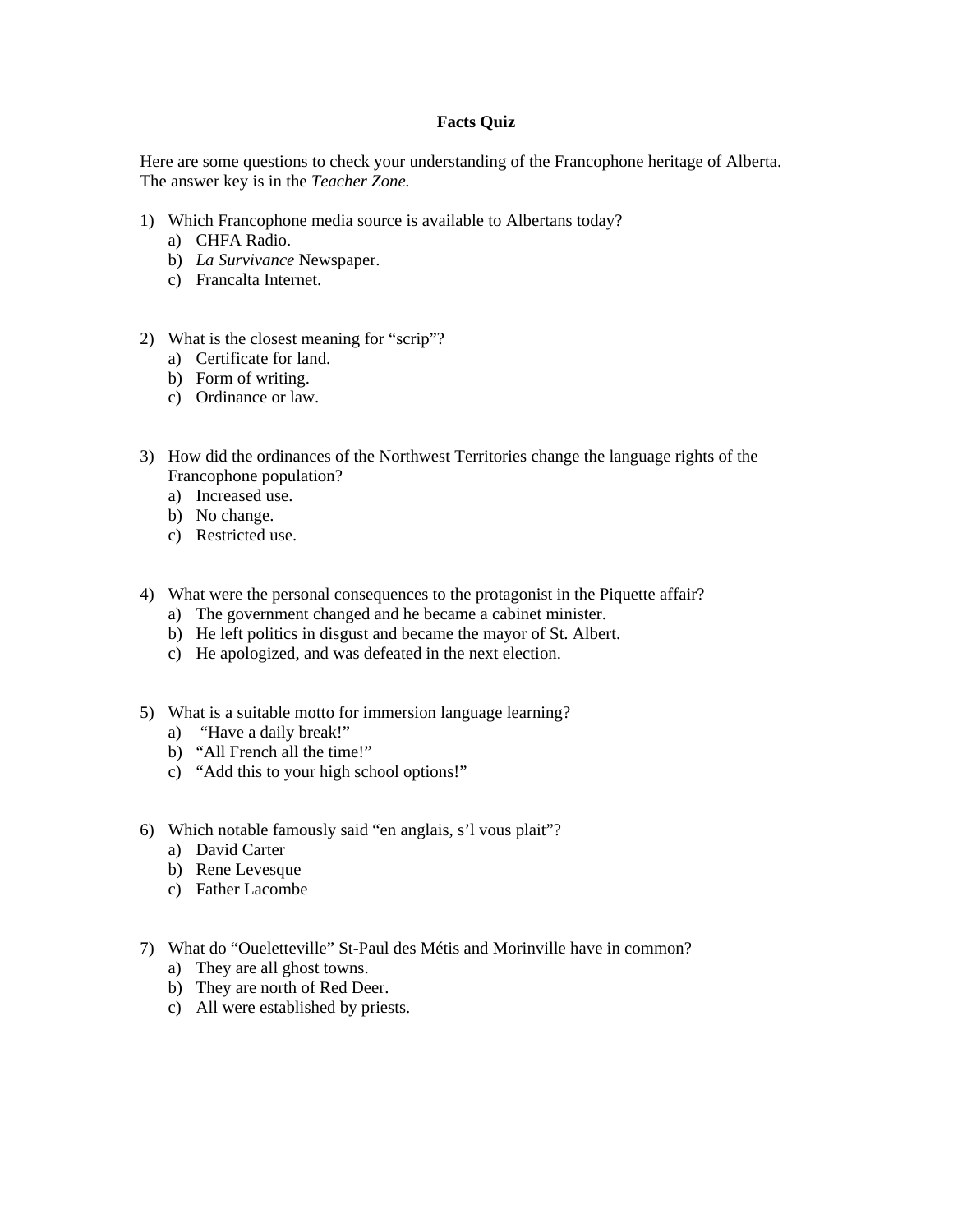# Facts Quiz

Here are some questions to check your understanding of the Francophone heritage of Alberta. The answer key is in the *Teacher Zone.*

1) Which Francophone media source is available to Albertans today?
   a) CHFA Radio.
   b) *La Survivance* Newspaper.
   c) Francalta Internet.

2) What is the closest meaning for “scrip”?
   a) Certificate for land.
   b) Form of writing.
   c) Ordinance or law.

3) How did the ordinances of the Northwest Territories change the language rights of the Francophone population?
   a) Increased use.
   b) No change.
   c) Restricted use.

4) What were the personal consequences to the protagonist in the Piquette affair?
   a) The government changed and he became a cabinet minister.
   b) He left politics in disgust and became the mayor of St. Albert.
   c) He apologized, and was defeated in the next election.

5) What is a suitable motto for immersion language learning?
   a) “Have a daily break!”
   b) “All French all the time!”
   c) “Add this to your high school options!”

6) Which notable famously said “en anglais, s’l vous plait”?
   a) David Carter
   b) Rene Levesque
   c) Father Lacombe

7) What do “Oueletteville” St-Paul des Métis and Morinville have in common?
   a) They are all ghost towns.
   b) They are north of Red Deer.
   c) All were established by priests.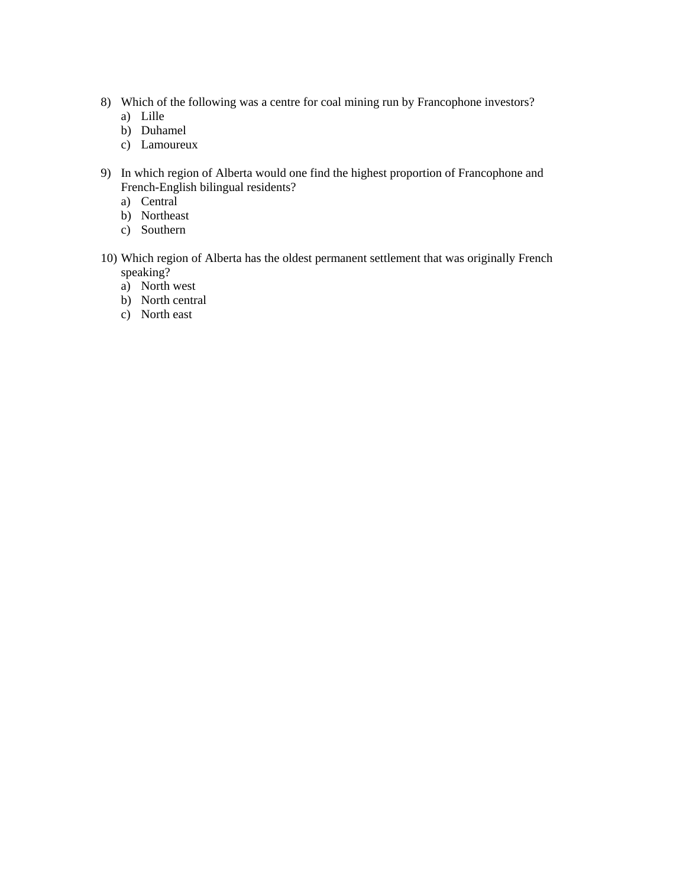8) Which of the following was a centre for coal mining run by Francophone investors?
   a) Lille
   b) Duhamel
   c) Lamoureux

9) In which region of Alberta would one find the highest proportion of Francophone and French-English bilingual residents?
   a) Central
   b) Northeast
   c) Southern

10) Which region of Alberta has the oldest permanent settlement that was originally French speaking?
   a) North west
   b) North central
   c) North east